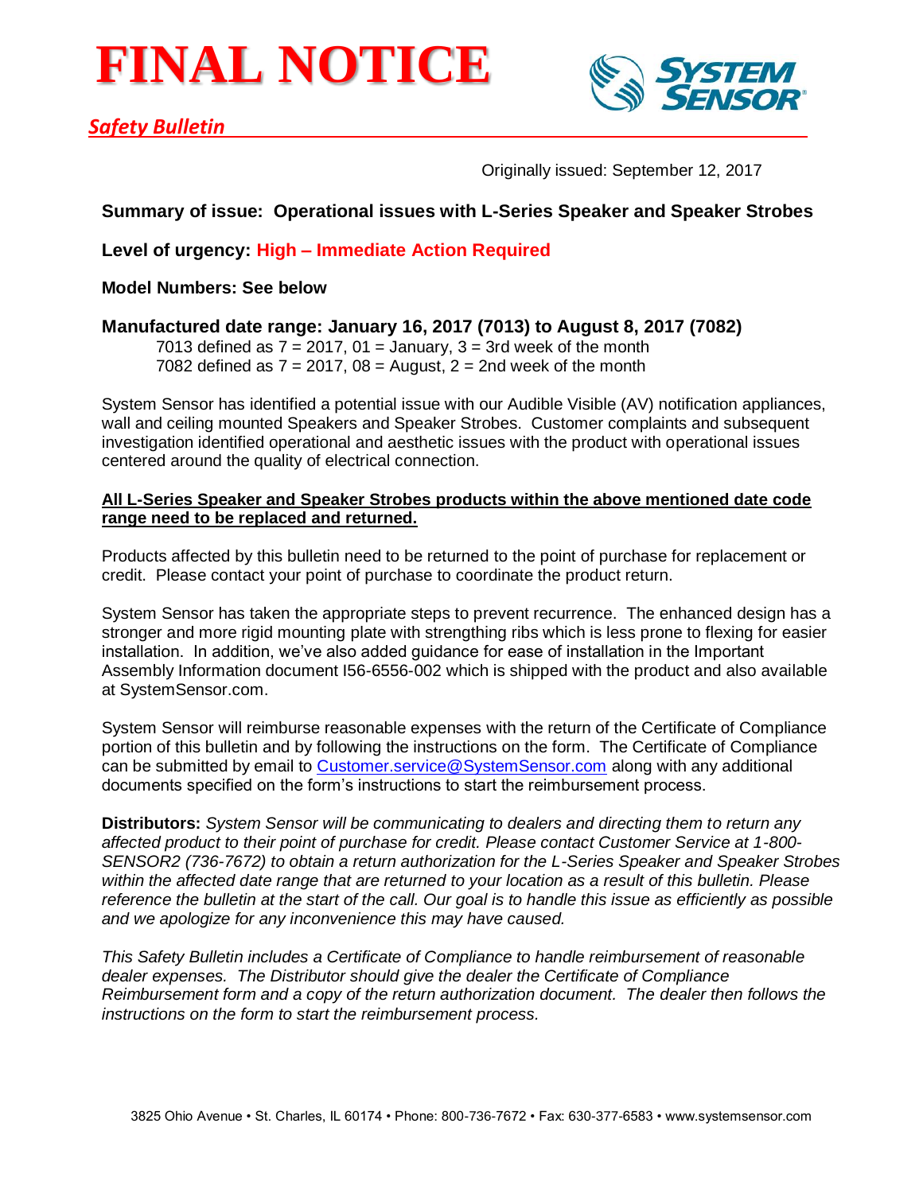# FINAL NOTICE

SYSTEM SENSOR®

*Safety Bulletin*

Originally issued: September 12, 2017

**Summary of issue: Operational issues with L-Series Speaker and Speaker Strobes**

**Level of urgency: High – Immediate Action Required**

**Model Numbers: See below**

**Manufactured date range: January 16, 2017 (7013) to August 8, 2017 (7082)**

7013 defined as 7 = 2017, 01 = January, 3 = 3rd week of the month
7082 defined as 7 = 2017, 08 = August, 2 = 2nd week of the month

System Sensor has identified a potential issue with our Audible Visible (AV) notification appliances, wall and ceiling mounted Speakers and Speaker Strobes. Customer complaints and subsequent investigation identified operational and aesthetic issues with the product with operational issues centered around the quality of electrical connection.

**All L-Series Speaker and Speaker Strobes products within the above mentioned date code range need to be replaced and returned.**

Products affected by this bulletin need to be returned to the point of purchase for replacement or credit. Please contact your point of purchase to coordinate the product return.

System Sensor has taken the appropriate steps to prevent recurrence. The enhanced design has a stronger and more rigid mounting plate with strengthing ribs which is less prone to flexing for easier installation. In addition, we've also added guidance for ease of installation in the Important Assembly Information document I56-6556-002 which is shipped with the product and also available at SystemSensor.com.

System Sensor will reimburse reasonable expenses with the return of the Certificate of Compliance portion of this bulletin and by following the instructions on the form. The Certificate of Compliance can be submitted by email to Customer.service@SystemSensor.com along with any additional documents specified on the form's instructions to start the reimbursement process.

**Distributors:** *System Sensor will be communicating to dealers and directing them to return any affected product to their point of purchase for credit. Please contact Customer Service at 1-800-SENSOR2 (736-7672) to obtain a return authorization for the L-Series Speaker and Speaker Strobes within the affected date range that are returned to your location as a result of this bulletin. Please reference the bulletin at the start of the call. Our goal is to handle this issue as efficiently as possible and we apologize for any inconvenience this may have caused.*

*This Safety Bulletin includes a Certificate of Compliance to handle reimbursement of reasonable dealer expenses. The Distributor should give the dealer the Certificate of Compliance Reimbursement form and a copy of the return authorization document. The dealer then follows the instructions on the form to start the reimbursement process.*

3825 Ohio Avenue • St. Charles, IL 60174 • Phone: 800-736-7672 • Fax: 630-377-6583 • www.systemsensor.com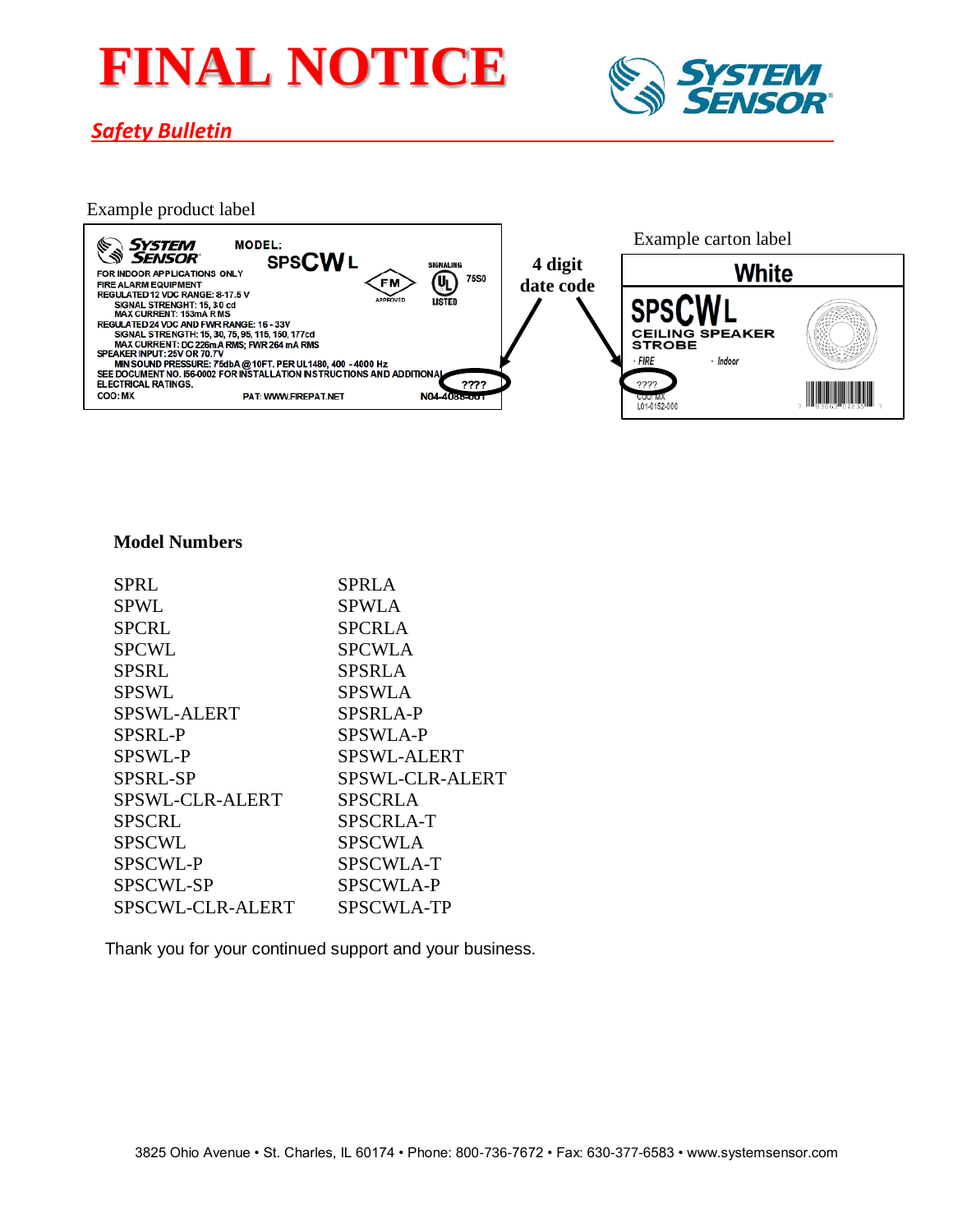# FINAL NOTICE

*Safety Bulletin*

Example product label

MODEL: SPSCWL

FOR INDOOR APPLICATIONS ONLY
FIRE ALARM EQUIPMENT
REGULATED 12 VDC RANGE: 8-17.5 V
SIGNAL STRENGHT: 15, 30 cd
MAX CURRENT: 153mA RMS
REGULATED 24 VDC AND FWR RANGE: 16 - 33V
SIGNAL STRENGTH: 15, 30, 75, 95, 115, 150, 177cd
MAX CURRENT: DC 226mA RMS; FWR 264 mA RMS
SPEAKER INPUT: 25V OR 70.7V
MIN SOUND PRESSURE: 75dbA @ 10FT. PER UL1480, 400 - 4000 Hz
SEE DOCUMENT NO. I56-0002 FOR INSTALLATION INSTRUCTIONS AND ADDITIONAL ELECTRICAL RATINGS.
COO: MX PAT: WWW.FIREPAT.NET N04-4086-001

????

4 digit date code

Example carton label

White

SPSCWL
CEILING SPEAKER STROBE
· FIRE · Indoor

????
COO: MX
L01-0152-000

**Model Numbers**

| | |
|---|---|
| SPRL | SPRLA |
| SPWL | SPWLA |
| SPCRL | SPCRLA |
| SPCWL | SPCWLA |
| SPSRL | SPSRLA |
| SPSWL | SPSWLA |
| SPSWL-ALERT | SPSRLA-P |
| SPSRL-P | SPSWLA-P |
| SPSWL-P | SPSWL-ALERT |
| SPSRL-SP | SPSWL-CLR-ALERT |
| SPSWL-CLR-ALERT | SPSCRLA |
| SPSCRL | SPSCRLA-T |
| SPSCWL | SPSCWLA |
| SPSCWL-P | SPSCWLA-T |
| SPSCWL-SP | SPSCWLA-P |
| SPSCWL-CLR-ALERT | SPSCWLA-TP |

Thank you for your continued support and your business.

3825 Ohio Avenue • St. Charles, IL 60174 • Phone: 800-736-7672 • Fax: 630-377-6583 • www.systemsensor.com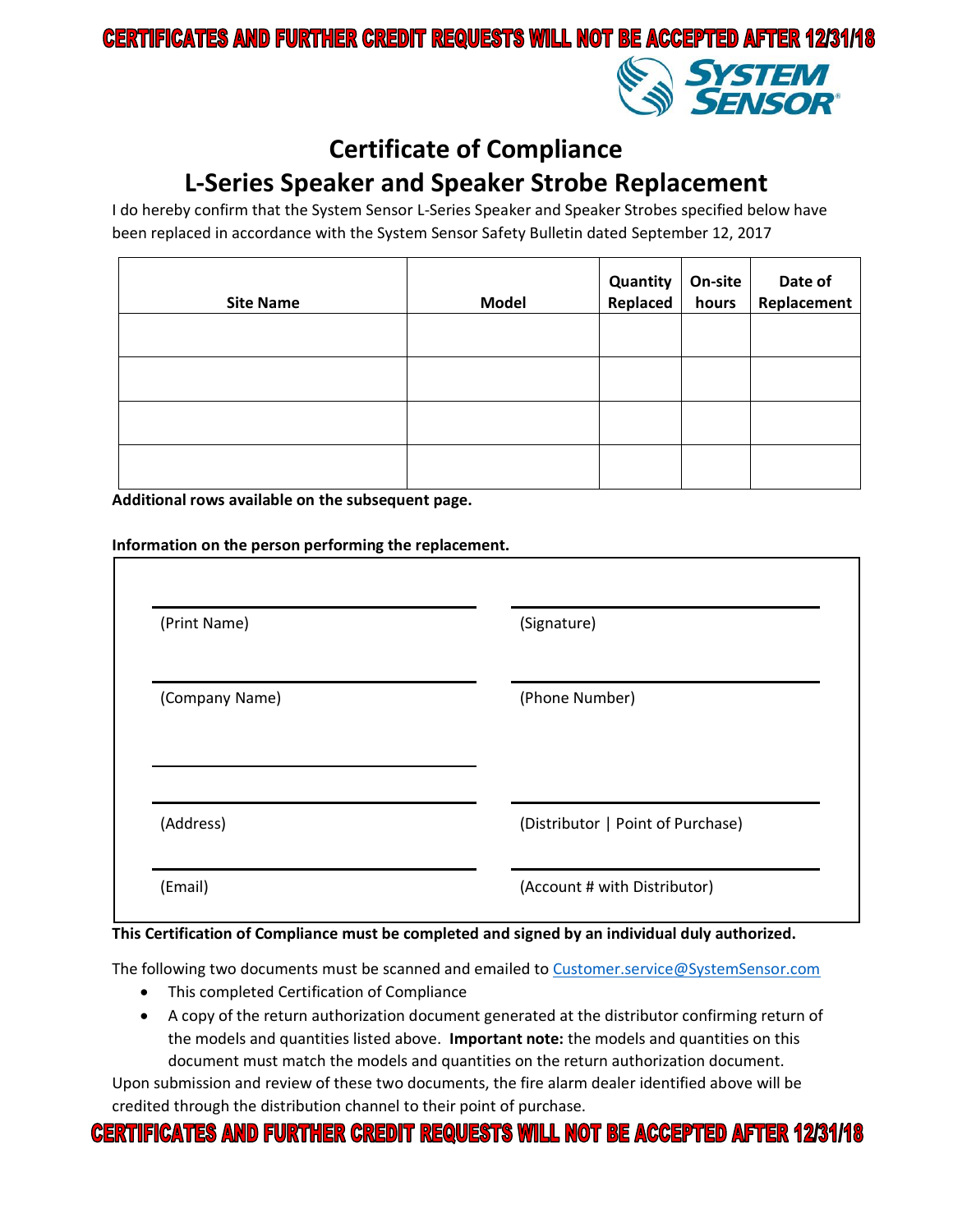**CERTIFICATES AND FURTHER CREDIT REQUESTS WILL NOT BE ACCEPTED AFTER 12/31/18**

SYSTEM SENSOR

# Certificate of Compliance

## L-Series Speaker and Speaker Strobe Replacement

I do hereby confirm that the System Sensor L-Series Speaker and Speaker Strobes specified below have been replaced in accordance with the System Sensor Safety Bulletin dated September 12, 2017

| Site Name | Model | Quantity Replaced | On-site hours | Date of Replacement |
|---|---|---|---|---|
| | | | | |
| | | | | |
| | | | | |
| | | | | |

**Additional rows available on the subsequent page.**

**Information on the person performing the replacement.**

| | |
|---|---|
| (Print Name) | (Signature) |
| (Company Name) | (Phone Number) |
| (Address) | (Distributor \| Point of Purchase) |
| (Email) | (Account # with Distributor) |

**This Certification of Compliance must be completed and signed by an individual duly authorized.**

The following two documents must be scanned and emailed to Customer.service@SystemSensor.com

- This completed Certification of Compliance
- A copy of the return authorization document generated at the distributor confirming return of the models and quantities listed above. **Important note:** the models and quantities on this document must match the models and quantities on the return authorization document.

Upon submission and review of these two documents, the fire alarm dealer identified above will be credited through the distribution channel to their point of purchase.

**CERTIFICATES AND FURTHER CREDIT REQUESTS WILL NOT BE ACCEPTED AFTER 12/31/18**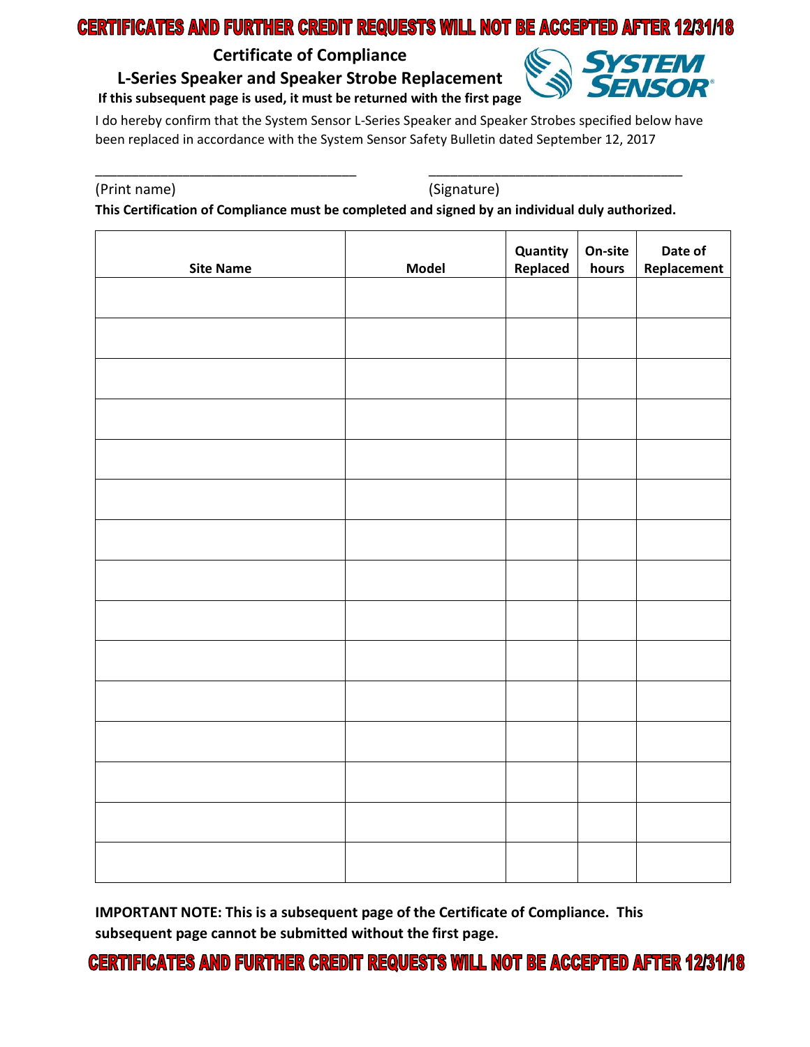**CERTIFICATES AND FURTHER CREDIT REQUESTS WILL NOT BE ACCEPTED AFTER 12/31/18**

## Certificate of Compliance

## L-Series Speaker and Speaker Strobe Replacement

**If this subsequent page is used, it must be returned with the first page**

SYSTEM SENSOR®

I do hereby confirm that the System Sensor L-Series Speaker and Speaker Strobes specified below have been replaced in accordance with the System Sensor Safety Bulletin dated September 12, 2017

\_\_\_\_\_\_\_\_\_\_\_\_\_\_\_\_\_\_\_\_\_\_\_\_\_\_\_\_\_\_\_\_\_\_\_ \_\_\_\_\_\_\_\_\_\_\_\_\_\_\_\_\_\_\_\_\_\_\_\_\_\_\_\_\_\_\_\_\_\_\_

(Print name) (Signature)

**This Certification of Compliance must be completed and signed by an individual duly authorized.**

| Site Name | Model | Quantity Replaced | On-site hours | Date of Replacement |
|---|---|---|---|---|
| | | | | |
| | | | | |
| | | | | |
| | | | | |
| | | | | |
| | | | | |
| | | | | |
| | | | | |
| | | | | |
| | | | | |
| | | | | |
| | | | | |
| | | | | |
| | | | | |
| | | | | |

**IMPORTANT NOTE: This is a subsequent page of the Certificate of Compliance. This subsequent page cannot be submitted without the first page.**

**CERTIFICATES AND FURTHER CREDIT REQUESTS WILL NOT BE ACCEPTED AFTER 12/31/18**